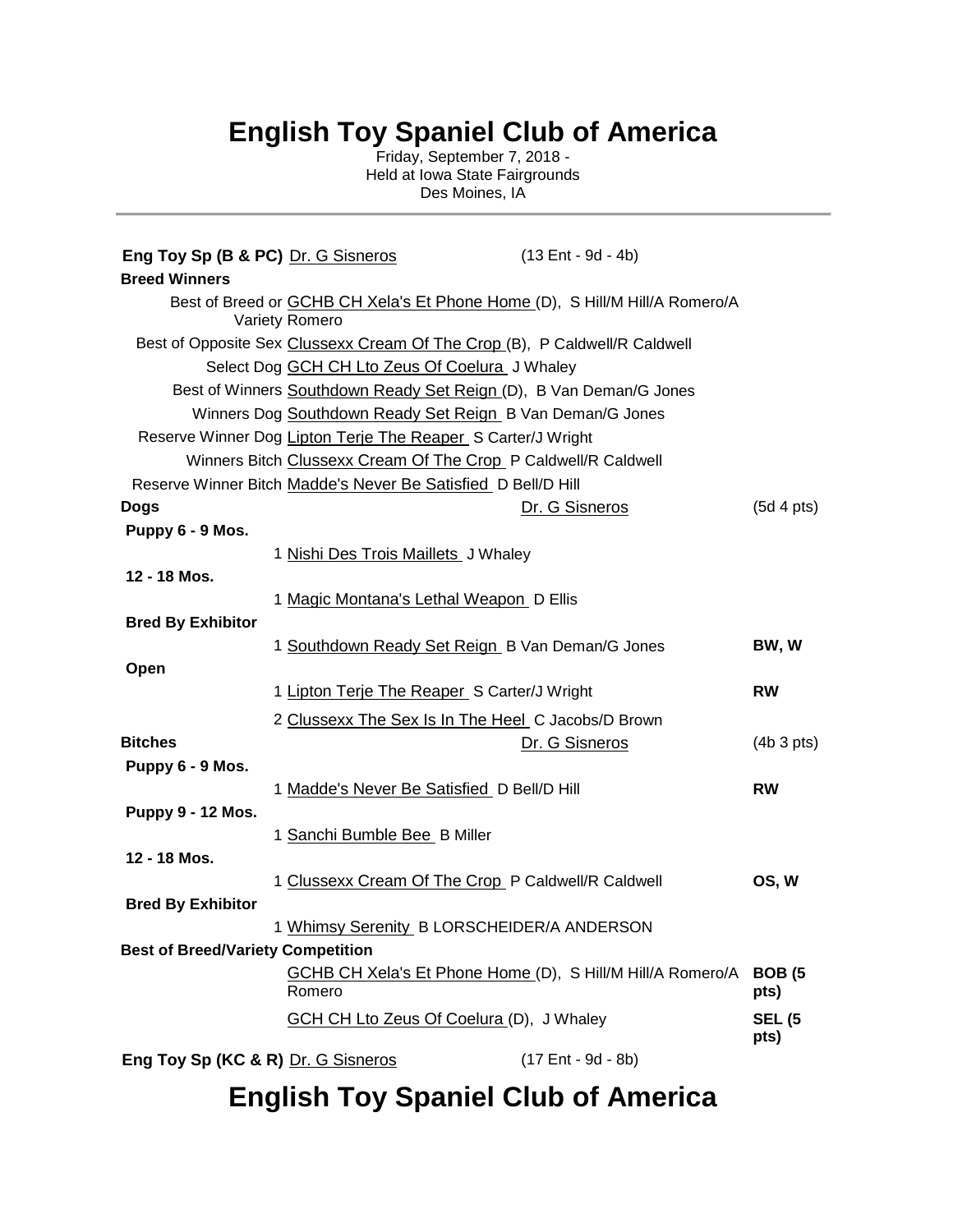# English Toy Spaniel Club of America

Friday, September 7, 2018 -
Held at Iowa State Fairgrounds
Des Moines, IA

---

**Eng Toy Sp (B & PC)** Dr. G Sisneros (13 Ent - 9d - 4b)

**Breed Winners**

| | |
|---|---|
| Best of Breed or Variety | GCHB CH Xela's Et Phone Home (D), S Hill/M Hill/A Romero/A Romero |
| Best of Opposite Sex | Clussexx Cream Of The Crop (B), P Caldwell/R Caldwell |
| Select Dog | GCH CH Lto Zeus Of Coelura J Whaley |
| Best of Winners | Southdown Ready Set Reign (D), B Van Deman/G Jones |
| Winners Dog | Southdown Ready Set Reign B Van Deman/G Jones |
| Reserve Winner Dog | Lipton Terje The Reaper S Carter/J Wright |
| Winners Bitch | Clussexx Cream Of The Crop P Caldwell/R Caldwell |
| Reserve Winner Bitch | Madde's Never Be Satisfied D Bell/D Hill |

**Dogs** Dr. G Sisneros (5d 4 pts)

| Class | Placement | Award |
|---|---|---|
| **Puppy 6 - 9 Mos.** | | |
| | 1 Nishi Des Trois Maillets J Whaley | |
| **12 - 18 Mos.** | | |
| | 1 Magic Montana's Lethal Weapon D Ellis | |
| **Bred By Exhibitor** | | |
| | 1 Southdown Ready Set Reign B Van Deman/G Jones | BW, W |
| **Open** | | |
| | 1 Lipton Terje The Reaper S Carter/J Wright | RW |
| | 2 Clussexx The Sex Is In The Heel C Jacobs/D Brown | |

**Bitches** Dr. G Sisneros (4b 3 pts)

| Class | Placement | Award |
|---|---|---|
| **Puppy 6 - 9 Mos.** | | |
| | 1 Madde's Never Be Satisfied D Bell/D Hill | RW |
| **Puppy 9 - 12 Mos.** | | |
| | 1 Sanchi Bumble Bee B Miller | |
| **12 - 18 Mos.** | | |
| | 1 Clussexx Cream Of The Crop P Caldwell/R Caldwell | OS, W |
| **Bred By Exhibitor** | | |
| | 1 Whimsy Serenity B LORSCHEIDER/A ANDERSON | |

**Best of Breed/Variety Competition**

| | |
|---|---|
| GCHB CH Xela's Et Phone Home (D), S Hill/M Hill/A Romero/A Romero | BOB (5 pts) |
| GCH CH Lto Zeus Of Coelura (D), J Whaley | SEL (5 pts) |

**Eng Toy Sp (KC & R)** Dr. G Sisneros (17 Ent - 9d - 8b)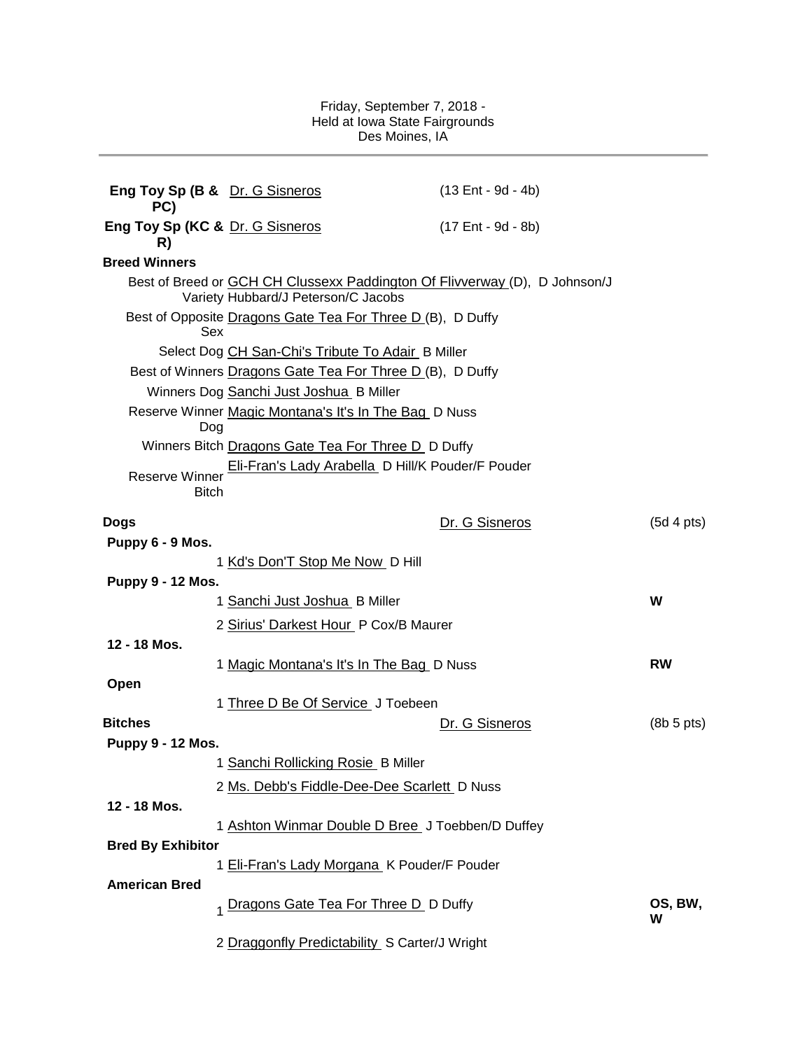Friday, September 7, 2018 -
Held at Iowa State Fairgrounds
Des Moines, IA

---

| | | |
|---|---|---|
| **Eng Toy Sp (B & PC)** | Dr. G Sisneros | (13 Ent - 9d - 4b) |
| **Eng Toy Sp (KC & R)** | Dr. G Sisneros | (17 Ent - 9d - 8b) |

**Breed Winners**

| | |
|---|---|
| Best of Breed or Variety | GCH CH Clussexx Paddington Of Flivverway (D), D Johnson/J Hubbard/J Peterson/C Jacobs |
| Best of Opposite Sex | Dragons Gate Tea For Three D (B), D Duffy |
| Select Dog | CH San-Chi's Tribute To Adair B Miller |
| Best of Winners | Dragons Gate Tea For Three D (B), D Duffy |
| Winners Dog | Sanchi Just Joshua B Miller |
| Reserve Winner Dog | Magic Montana's It's In The Bag D Nuss |
| Winners Bitch | Dragons Gate Tea For Three D D Duffy |
| Reserve Winner Bitch | Eli-Fran's Lady Arabella D Hill/K Pouder/F Pouder |

| **Dogs** | | Dr. G Sisneros | (5d 4 pts) |
|---|---|---|---|
| **Puppy 6 - 9 Mos.** | | | |
| | 1 Kd's Don'T Stop Me Now D Hill | | |
| **Puppy 9 - 12 Mos.** | | | |
| | 1 Sanchi Just Joshua B Miller | | **W** |
| | 2 Sirius' Darkest Hour P Cox/B Maurer | | |
| **12 - 18 Mos.** | | | |
| | 1 Magic Montana's It's In The Bag D Nuss | | **RW** |
| **Open** | | | |
| | 1 Three D Be Of Service J Toebeen | | |
| **Bitches** | | Dr. G Sisneros | (8b 5 pts) |
| **Puppy 9 - 12 Mos.** | | | |
| | 1 Sanchi Rollicking Rosie B Miller | | |
| | 2 Ms. Debb's Fiddle-Dee-Dee Scarlett D Nuss | | |
| **12 - 18 Mos.** | | | |
| | 1 Ashton Winmar Double D Bree J Toebben/D Duffey | | |
| **Bred By Exhibitor** | | | |
| | 1 Eli-Fran's Lady Morgana K Pouder/F Pouder | | |
| **American Bred** | | | |
| | 1 Dragons Gate Tea For Three D D Duffy | | **OS, BW, W** |
| | 2 Draggonfly Predictability S Carter/J Wright | | |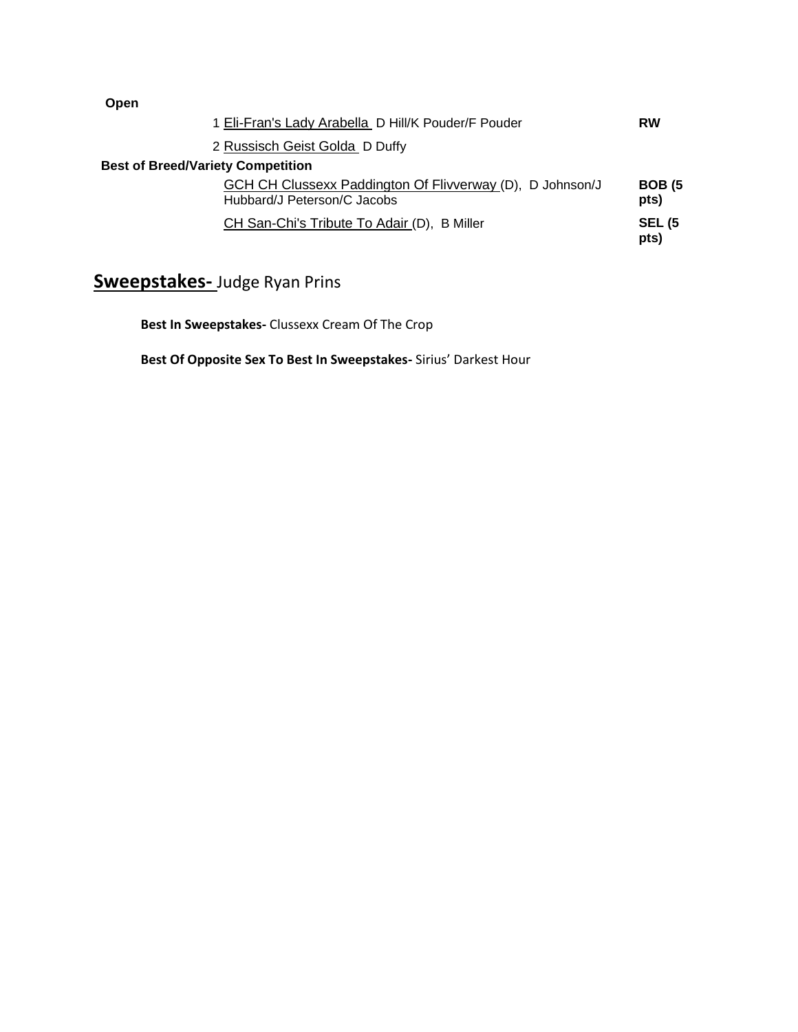**Open**

| | | |
|---|---|---|
| 1 | Eli-Fran's Lady Arabella D Hill/K Pouder/F Pouder | **RW** |
| 2 | Russisch Geist Golda D Duffy | |

**Best of Breed/Variety Competition**

| | |
|---|---|
| GCH CH Clussexx Paddington Of Flivverway (D), D Johnson/J Hubbard/J Peterson/C Jacobs | **BOB (5 pts)** |
| CH San-Chi's Tribute To Adair (D), B Miller | **SEL (5 pts)** |

## **Sweepstakes-** Judge Ryan Prins

**Best In Sweepstakes-** Clussexx Cream Of The Crop

**Best Of Opposite Sex To Best In Sweepstakes-** Sirius' Darkest Hour